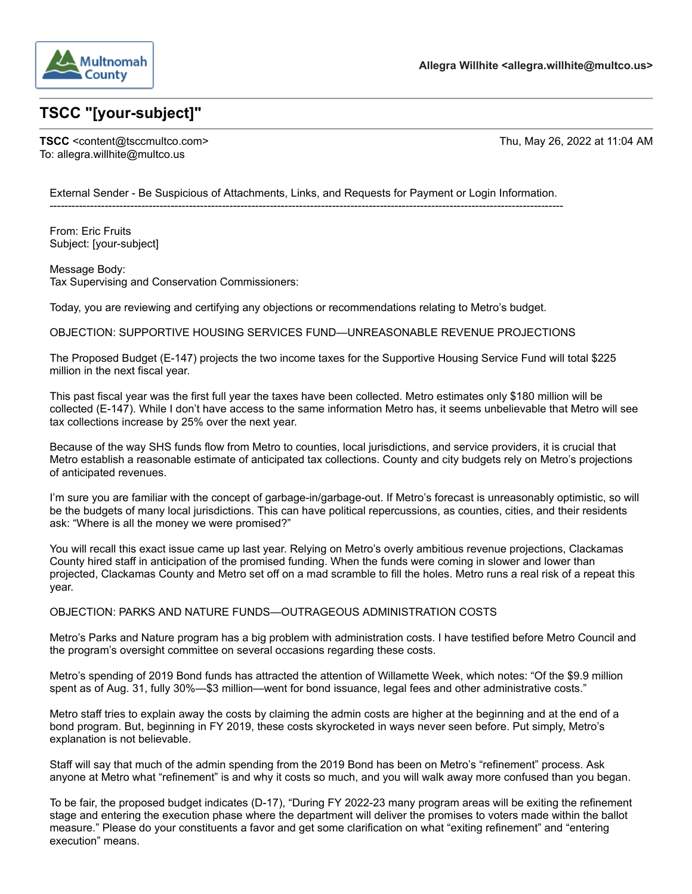Multnomah County

**Allegra Willhite <allegra.willhite@multco.us>**

---

## TSCC "[your-subject]"

---

**TSCC** <content@tsccmultco.com>
To: allegra.willhite@multco.us

Thu, May 26, 2022 at 11:04 AM

External Sender - Be Suspicious of Attachments, Links, and Requests for Payment or Login Information.

---

From: Eric Fruits
Subject: [your-subject]

Message Body:
Tax Supervising and Conservation Commissioners:

Today, you are reviewing and certifying any objections or recommendations relating to Metro's budget.

OBJECTION: SUPPORTIVE HOUSING SERVICES FUND—UNREASONABLE REVENUE PROJECTIONS

The Proposed Budget (E-147) projects the two income taxes for the Supportive Housing Service Fund will total $225 million in the next fiscal year.

This past fiscal year was the first full year the taxes have been collected. Metro estimates only $180 million will be collected (E-147). While I don't have access to the same information Metro has, it seems unbelievable that Metro will see tax collections increase by 25% over the next year.

Because of the way SHS funds flow from Metro to counties, local jurisdictions, and service providers, it is crucial that Metro establish a reasonable estimate of anticipated tax collections. County and city budgets rely on Metro's projections of anticipated revenues.

I'm sure you are familiar with the concept of garbage-in/garbage-out. If Metro's forecast is unreasonably optimistic, so will be the budgets of many local jurisdictions. This can have political repercussions, as counties, cities, and their residents ask: "Where is all the money we were promised?"

You will recall this exact issue came up last year. Relying on Metro's overly ambitious revenue projections, Clackamas County hired staff in anticipation of the promised funding. When the funds were coming in slower and lower than projected, Clackamas County and Metro set off on a mad scramble to fill the holes. Metro runs a real risk of a repeat this year.

OBJECTION: PARKS AND NATURE FUNDS—OUTRAGEOUS ADMINISTRATION COSTS

Metro's Parks and Nature program has a big problem with administration costs. I have testified before Metro Council and the program's oversight committee on several occasions regarding these costs.

Metro's spending of 2019 Bond funds has attracted the attention of Willamette Week, which notes: "Of the $9.9 million spent as of Aug. 31, fully 30%—$3 million—went for bond issuance, legal fees and other administrative costs."

Metro staff tries to explain away the costs by claiming the admin costs are higher at the beginning and at the end of a bond program. But, beginning in FY 2019, these costs skyrocketed in ways never seen before. Put simply, Metro's explanation is not believable.

Staff will say that much of the admin spending from the 2019 Bond has been on Metro's "refinement" process. Ask anyone at Metro what "refinement" is and why it costs so much, and you will walk away more confused than you began.

To be fair, the proposed budget indicates (D-17), "During FY 2022-23 many program areas will be exiting the refinement stage and entering the execution phase where the department will deliver the promises to voters made within the ballot measure." Please do your constituents a favor and get some clarification on what "exiting refinement" and "entering execution" means.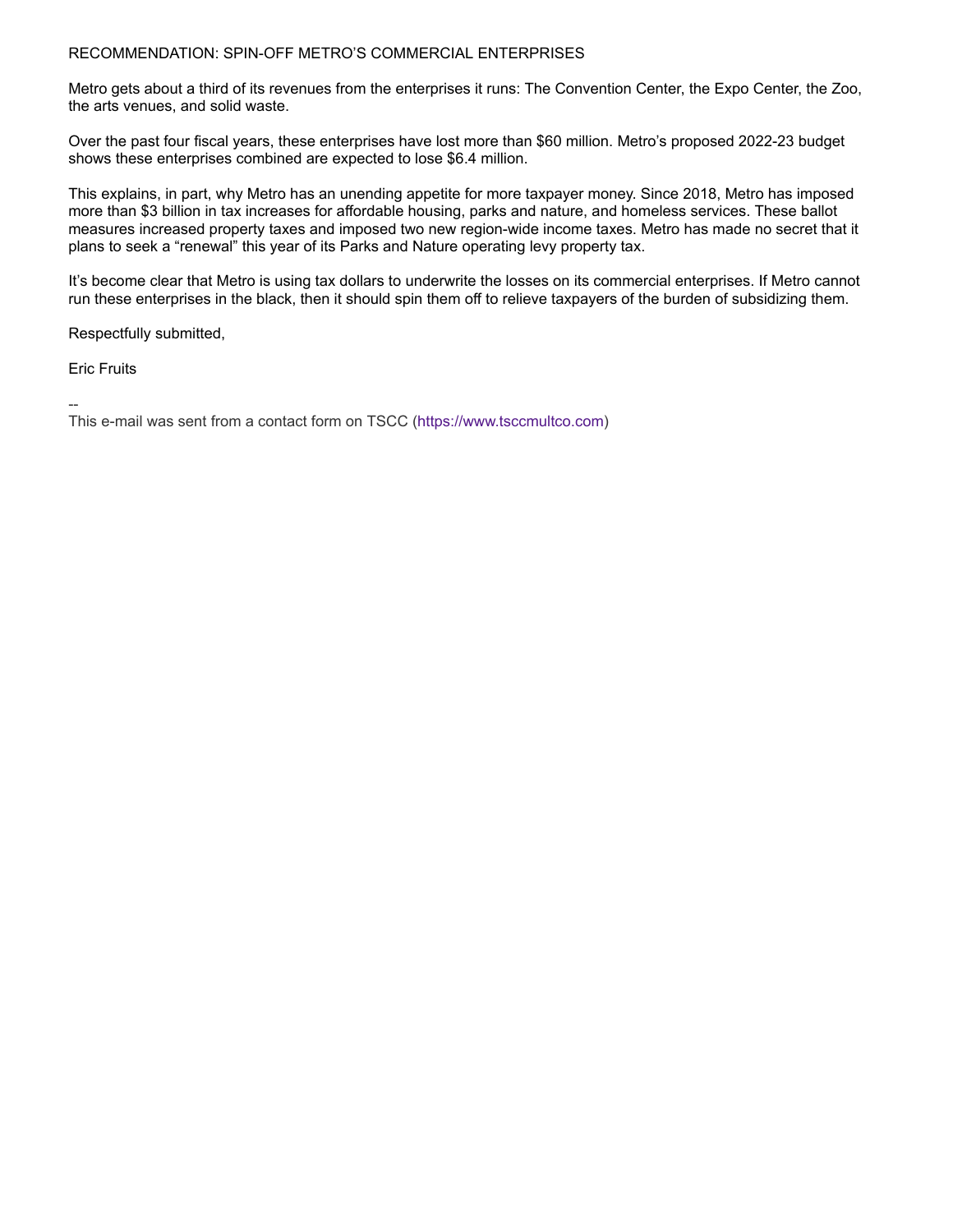RECOMMENDATION: SPIN-OFF METRO'S COMMERCIAL ENTERPRISES

Metro gets about a third of its revenues from the enterprises it runs: The Convention Center, the Expo Center, the Zoo, the arts venues, and solid waste.

Over the past four fiscal years, these enterprises have lost more than $60 million. Metro's proposed 2022-23 budget shows these enterprises combined are expected to lose $6.4 million.

This explains, in part, why Metro has an unending appetite for more taxpayer money. Since 2018, Metro has imposed more than $3 billion in tax increases for affordable housing, parks and nature, and homeless services. These ballot measures increased property taxes and imposed two new region-wide income taxes. Metro has made no secret that it plans to seek a "renewal" this year of its Parks and Nature operating levy property tax.

It's become clear that Metro is using tax dollars to underwrite the losses on its commercial enterprises. If Metro cannot run these enterprises in the black, then it should spin them off to relieve taxpayers of the burden of subsidizing them.

Respectfully submitted,

Eric Fruits

--
This e-mail was sent from a contact form on TSCC (https://www.tsccmultco.com)